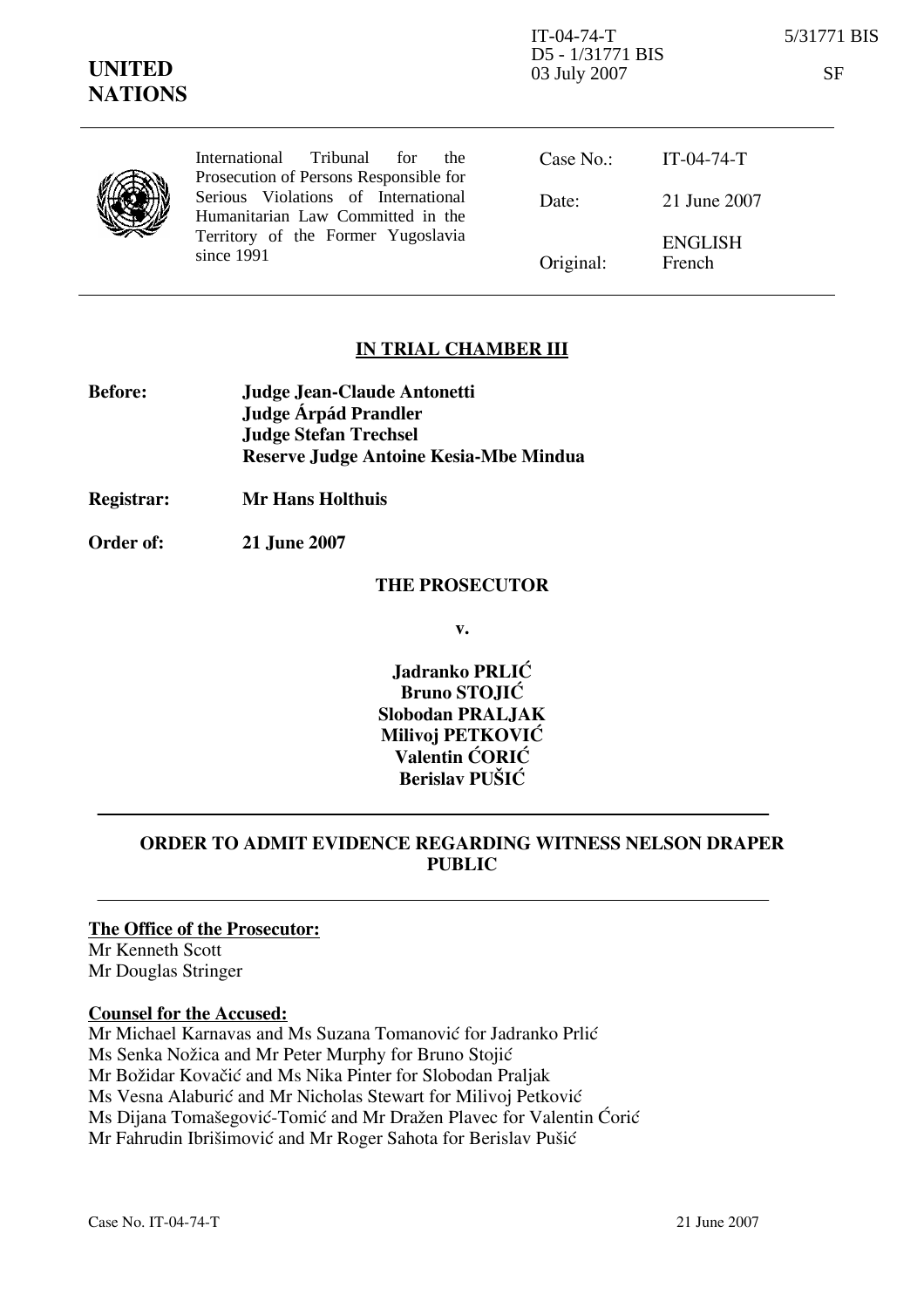IT-04-74-T
D5 - 1/31771 BIS
03 July 2007

5/31771 BIS

SF

**UNITED NATIONS**

International Tribunal for the Prosecution of Persons Responsible for Serious Violations of International Humanitarian Law Committed in the Territory of the Former Yugoslavia since 1991

| | |
|---|---|
| Case No.: | IT-04-74-T |
| Date: | 21 June 2007 |
| Original: | ENGLISH<br>French |

## IN TRIAL CHAMBER III

**Before:** **Judge Jean-Claude Antonetti**
**Judge Árpád Prandler**
**Judge Stefan Trechsel**
**Reserve Judge Antoine Kesia-Mbe Mindua**

**Registrar:** **Mr Hans Holthuis**

**Order of:** **21 June 2007**

**THE PROSECUTOR**

**v.**

**Jadranko PRLIĆ**
**Bruno STOJIĆ**
**Slobodan PRALJAK**
**Milivoj PETKOVIĆ**
**Valentin ĆORIĆ**
**Berislav PUŠIĆ**

---

## ORDER TO ADMIT EVIDENCE REGARDING WITNESS NELSON DRAPER
## PUBLIC

---

**The Office of the Prosecutor:**
Mr Kenneth Scott
Mr Douglas Stringer

**Counsel for the Accused:**
Mr Michael Karnavas and Ms Suzana Tomanović for Jadranko Prlić
Ms Senka Nožica and Mr Peter Murphy for Bruno Stojić
Mr Božidar Kovačić and Ms Nika Pinter for Slobodan Praljak
Ms Vesna Alaburić and Mr Nicholas Stewart for Milivoj Petković
Ms Dijana Tomašegović-Tomić and Mr Dražen Plavec for Valentin Ćorić
Mr Fahrudin Ibrišimović and Mr Roger Sahota for Berislav Pušić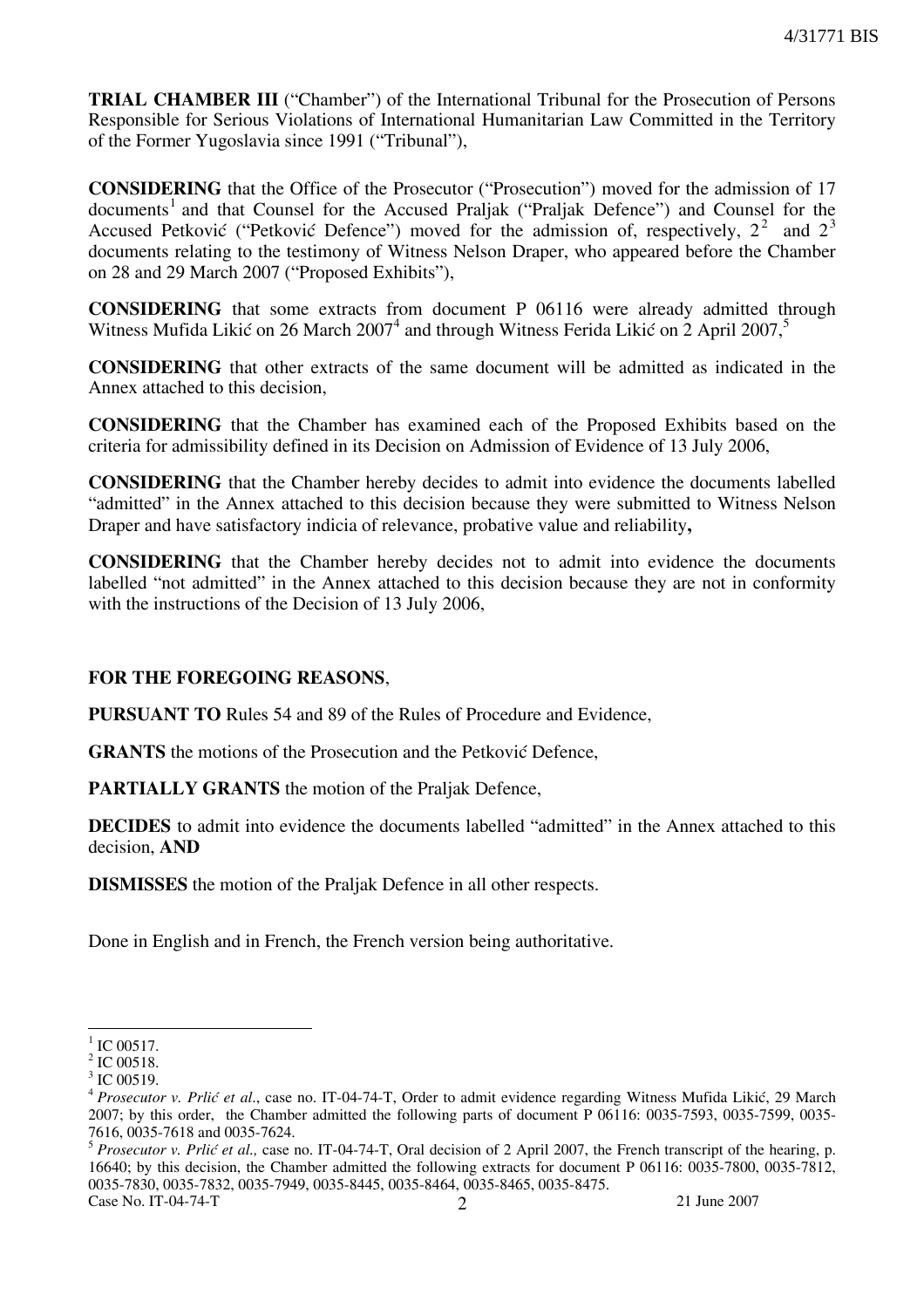**TRIAL CHAMBER III** ("Chamber") of the International Tribunal for the Prosecution of Persons Responsible for Serious Violations of International Humanitarian Law Committed in the Territory of the Former Yugoslavia since 1991 ("Tribunal"),

**CONSIDERING** that the Office of the Prosecutor ("Prosecution") moved for the admission of 17 documents[1] and that Counsel for the Accused Praljak ("Praljak Defence") and Counsel for the Accused Petković ("Petković Defence") moved for the admission of, respectively, 2[2] and 2[3] documents relating to the testimony of Witness Nelson Draper, who appeared before the Chamber on 28 and 29 March 2007 ("Proposed Exhibits"),

**CONSIDERING** that some extracts from document P 06116 were already admitted through Witness Mufida Likić on 26 March 2007[4] and through Witness Ferida Likić on 2 April 2007,[5]

**CONSIDERING** that other extracts of the same document will be admitted as indicated in the Annex attached to this decision,

**CONSIDERING** that the Chamber has examined each of the Proposed Exhibits based on the criteria for admissibility defined in its Decision on Admission of Evidence of 13 July 2006,

**CONSIDERING** that the Chamber hereby decides to admit into evidence the documents labelled "admitted" in the Annex attached to this decision because they were submitted to Witness Nelson Draper and have satisfactory indicia of relevance, probative value and reliability**,**

**CONSIDERING** that the Chamber hereby decides not to admit into evidence the documents labelled "not admitted" in the Annex attached to this decision because they are not in conformity with the instructions of the Decision of 13 July 2006,

**FOR THE FOREGOING REASONS**,

**PURSUANT TO** Rules 54 and 89 of the Rules of Procedure and Evidence,

**GRANTS** the motions of the Prosecution and the Petković Defence,

**PARTIALLY GRANTS** the motion of the Praljak Defence,

**DECIDES** to admit into evidence the documents labelled "admitted" in the Annex attached to this decision, **AND**

**DISMISSES** the motion of the Praljak Defence in all other respects.

Done in English and in French, the French version being authoritative.

---

[1] IC 00517.

[2] IC 00518.

[3] IC 00519.

[4] *Prosecutor v. Prlić et al*., case no. IT-04-74-T, Order to admit evidence regarding Witness Mufida Likić, 29 March 2007; by this order, the Chamber admitted the following parts of document P 06116: 0035-7593, 0035-7599, 0035-7616, 0035-7618 and 0035-7624.

[5] *Prosecutor v. Prlić et al.,* case no. IT-04-74-T, Oral decision of 2 April 2007, the French transcript of the hearing, p. 16640; by this decision, the Chamber admitted the following extracts for document P 06116: 0035-7800, 0035-7812, 0035-7830, 0035-7832, 0035-7949, 0035-8445, 0035-8464, 0035-8465, 0035-8475.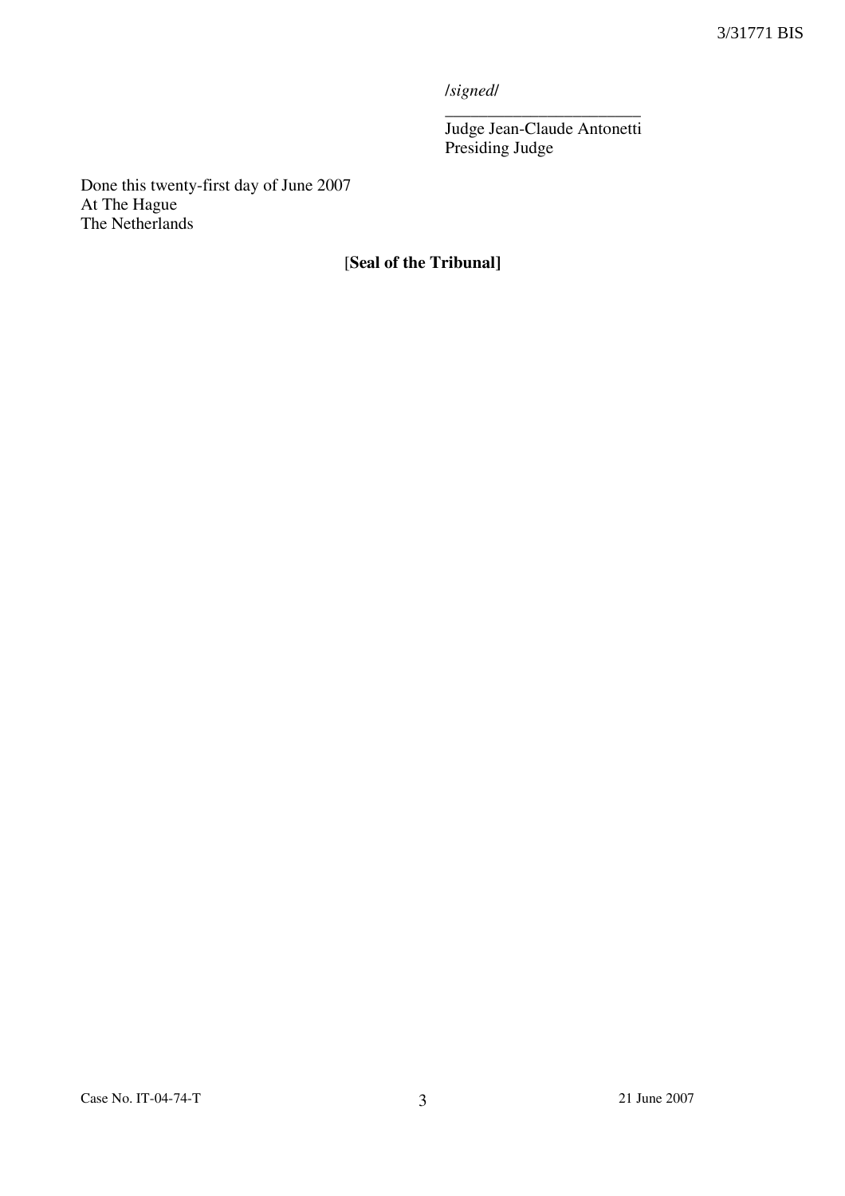*/signed/*

_______________________

Judge Jean-Claude Antonetti
Presiding Judge

Done this twenty-first day of June 2007
At The Hague
The Netherlands

[**Seal of the Tribunal]**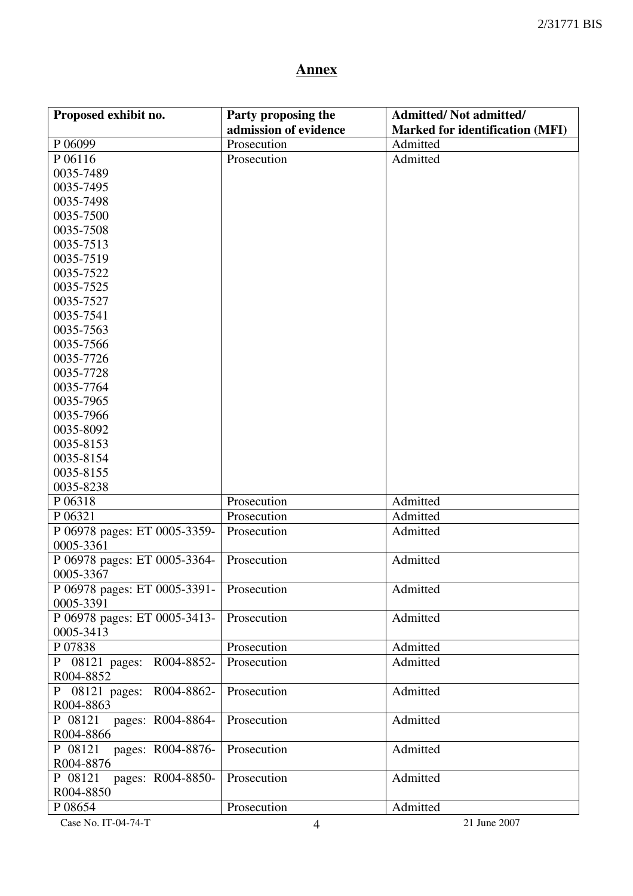## Annex

| Proposed exhibit no. | Party proposing the admission of evidence | Admitted/ Not admitted/ Marked for identification (MFI) |
|---|---|---|
| P 06099 | Prosecution | Admitted |
| P 06116<br>0035-7489<br>0035-7495<br>0035-7498<br>0035-7500<br>0035-7508<br>0035-7513<br>0035-7519<br>0035-7522<br>0035-7525<br>0035-7527<br>0035-7541<br>0035-7563<br>0035-7566<br>0035-7726<br>0035-7728<br>0035-7764<br>0035-7965<br>0035-7966<br>0035-8092<br>0035-8153<br>0035-8154<br>0035-8155<br>0035-8238 | Prosecution | Admitted |
| P 06318 | Prosecution | Admitted |
| P 06321 | Prosecution | Admitted |
| P 06978 pages: ET 0005-3359-0005-3361 | Prosecution | Admitted |
| P 06978 pages: ET 0005-3364-0005-3367 | Prosecution | Admitted |
| P 06978 pages: ET 0005-3391-0005-3391 | Prosecution | Admitted |
| P 06978 pages: ET 0005-3413-0005-3413 | Prosecution | Admitted |
| P 07838 | Prosecution | Admitted |
| P 08121 pages: R004-8852-R004-8852 | Prosecution | Admitted |
| P 08121 pages: R004-8862-R004-8863 | Prosecution | Admitted |
| P 08121 pages: R004-8864-R004-8866 | Prosecution | Admitted |
| P 08121 pages: R004-8876-R004-8876 | Prosecution | Admitted |
| P 08121 pages: R004-8850-R004-8850 | Prosecution | Admitted |
| P 08654 | Prosecution | Admitted |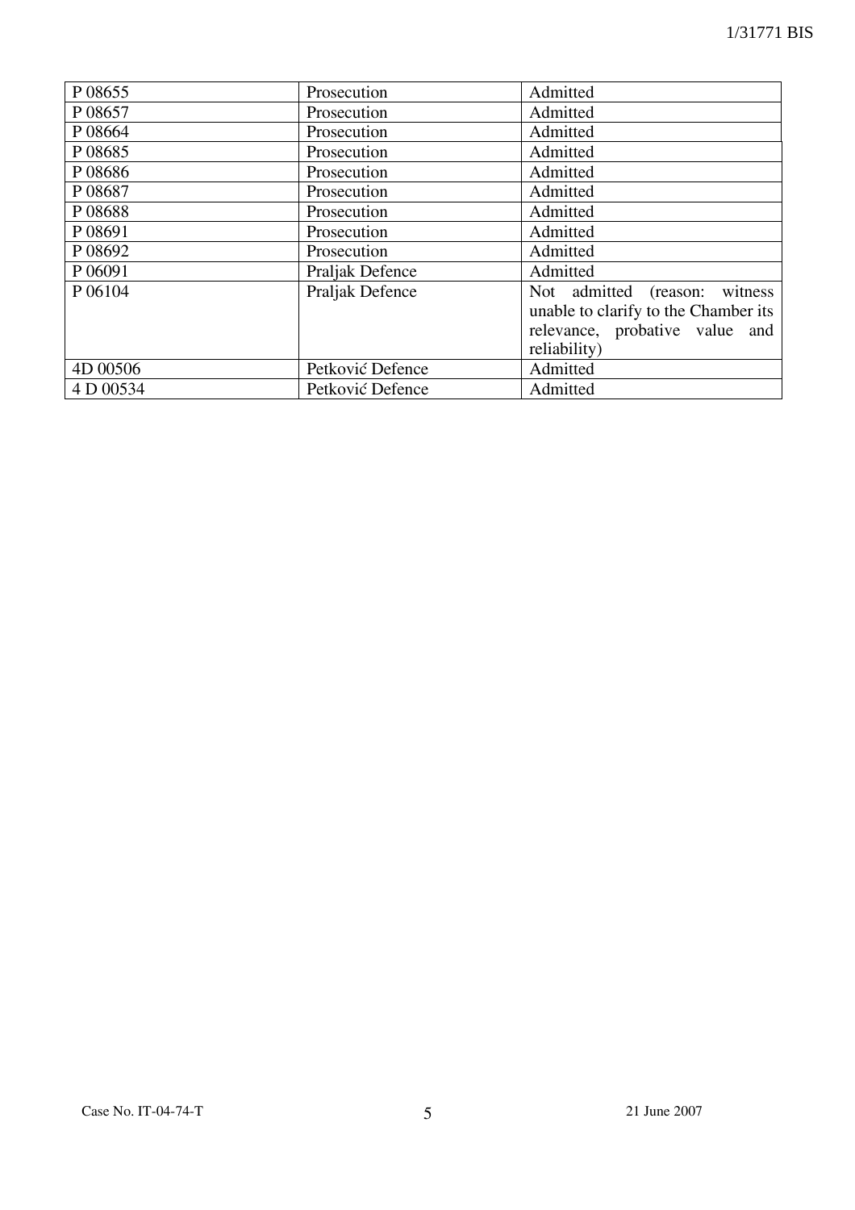| | | |
|---|---|---|
| P 08655 | Prosecution | Admitted |
| P 08657 | Prosecution | Admitted |
| P 08664 | Prosecution | Admitted |
| P 08685 | Prosecution | Admitted |
| P 08686 | Prosecution | Admitted |
| P 08687 | Prosecution | Admitted |
| P 08688 | Prosecution | Admitted |
| P 08691 | Prosecution | Admitted |
| P 08692 | Prosecution | Admitted |
| P 06091 | Praljak Defence | Admitted |
| P 06104 | Praljak Defence | Not admitted (reason: witness unable to clarify to the Chamber its relevance, probative value and reliability) |
| 4D 00506 | Petković Defence | Admitted |
| 4 D 00534 | Petković Defence | Admitted |